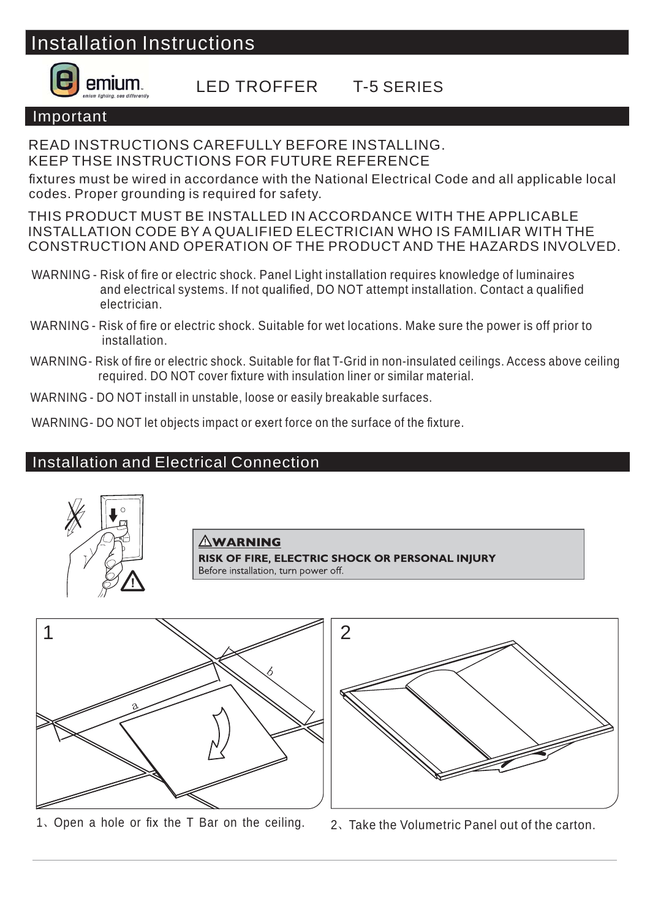# Installation Instructions

emium — emium lighting, see differently

## LED TROFFER T-5 SERIES

## Important

READ INSTRUCTIONS CAREFULLY BEFORE INSTALLING.
KEEP THSE INSTRUCTIONS FOR FUTURE REFERENCE

fixtures must be wired in accordance with the National Electrical Code and all applicable local codes. Proper grounding is required for safety.

THIS PRODUCT MUST BE INSTALLED IN ACCORDANCE WITH THE APPLICABLE INSTALLATION CODE BY A QUALIFIED ELECTRICIAN WHO IS FAMILIAR WITH THE CONSTRUCTION AND OPERATION OF THE PRODUCT AND THE HAZARDS INVOLVED.

WARNING - Risk of fire or electric shock. Panel Light installation requires knowledge of luminaires and electrical systems. If not qualified, DO NOT attempt installation. Contact a qualified electrician.

WARNING - Risk of fire or electric shock. Suitable for wet locations. Make sure the power is off prior to installation.

WARNING- Risk of fire or electric shock. Suitable for flat T-Grid in non-insulated ceilings. Access above ceiling required. DO NOT cover fixture with insulation liner or similar material.

WARNING - DO NOT install in unstable, loose or easily breakable surfaces.

WARNING- DO NOT let objects impact or exert force on the surface of the fixture.

## Installation and Electrical Connection

**⚠WARNING**

**RISK OF FIRE, ELECTRIC SHOCK OR PERSONAL INJURY**

Before installation, turn power off.

1、Open a hole or fix the T Bar on the ceiling.

2、Take the Volumetric Panel out of the carton.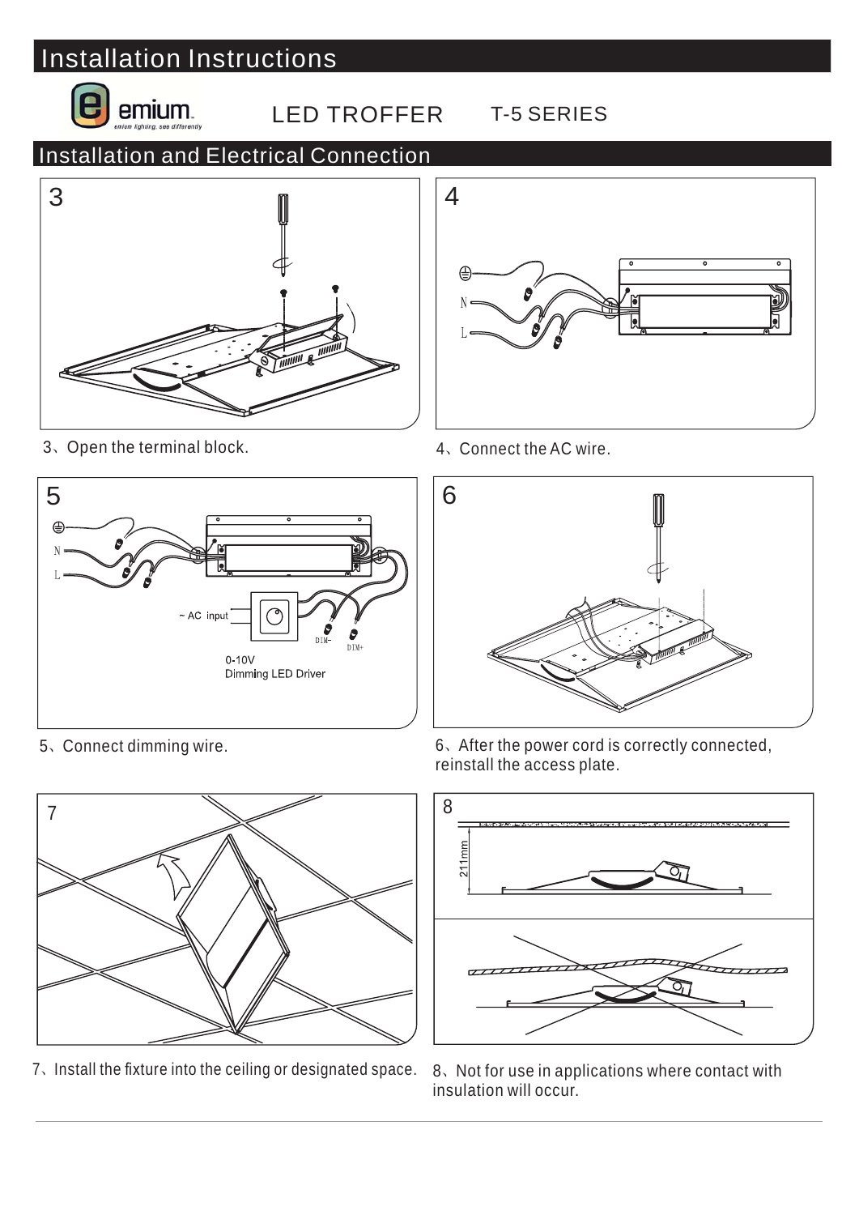# Installation Instructions

emium. emium lighting. see differently

LED TROFFER T-5 SERIES

## Installation and Electrical Connection

3、Open the terminal block.

4、Connect the AC wire.

N

L

~ AC input

DIM-

DIM+

0-10V
Dimming LED Driver

5、Connect dimming wire.

6、After the power cord is correctly connected, reinstall the access plate.

7、Install the fixture into the ceiling or designated space.

211mm

8、Not for use in applications where contact with insulation will occur.